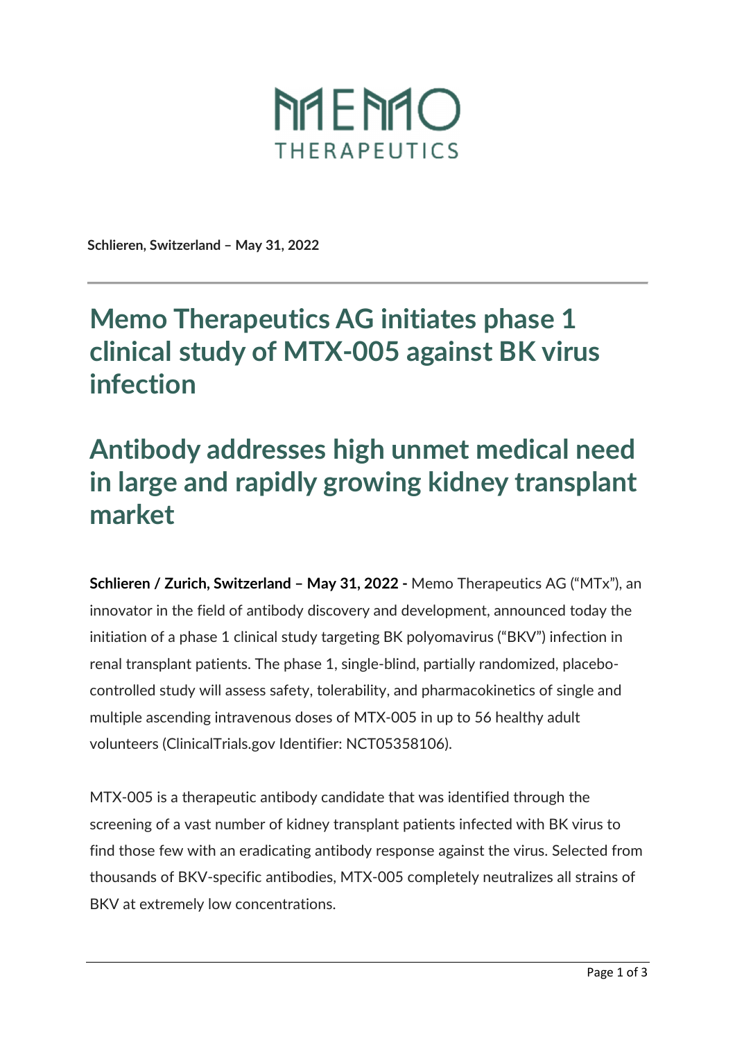MEMO
THERAPEUTICS

**Schlieren, Switzerland – May 31, 2022**

# Memo Therapeutics AG initiates phase 1 clinical study of MTX-005 against BK virus infection

# Antibody addresses high unmet medical need in large and rapidly growing kidney transplant market

**Schlieren / Zurich, Switzerland – May 31, 2022 -** Memo Therapeutics AG ("MTx"), an innovator in the field of antibody discovery and development, announced today the initiation of a phase 1 clinical study targeting BK polyomavirus ("BKV") infection in renal transplant patients. The phase 1, single-blind, partially randomized, placebo-controlled study will assess safety, tolerability, and pharmacokinetics of single and multiple ascending intravenous doses of MTX-005 in up to 56 healthy adult volunteers (ClinicalTrials.gov Identifier: NCT05358106).

MTX-005 is a therapeutic antibody candidate that was identified through the screening of a vast number of kidney transplant patients infected with BK virus to find those few with an eradicating antibody response against the virus. Selected from thousands of BKV-specific antibodies, MTX-005 completely neutralizes all strains of BKV at extremely low concentrations.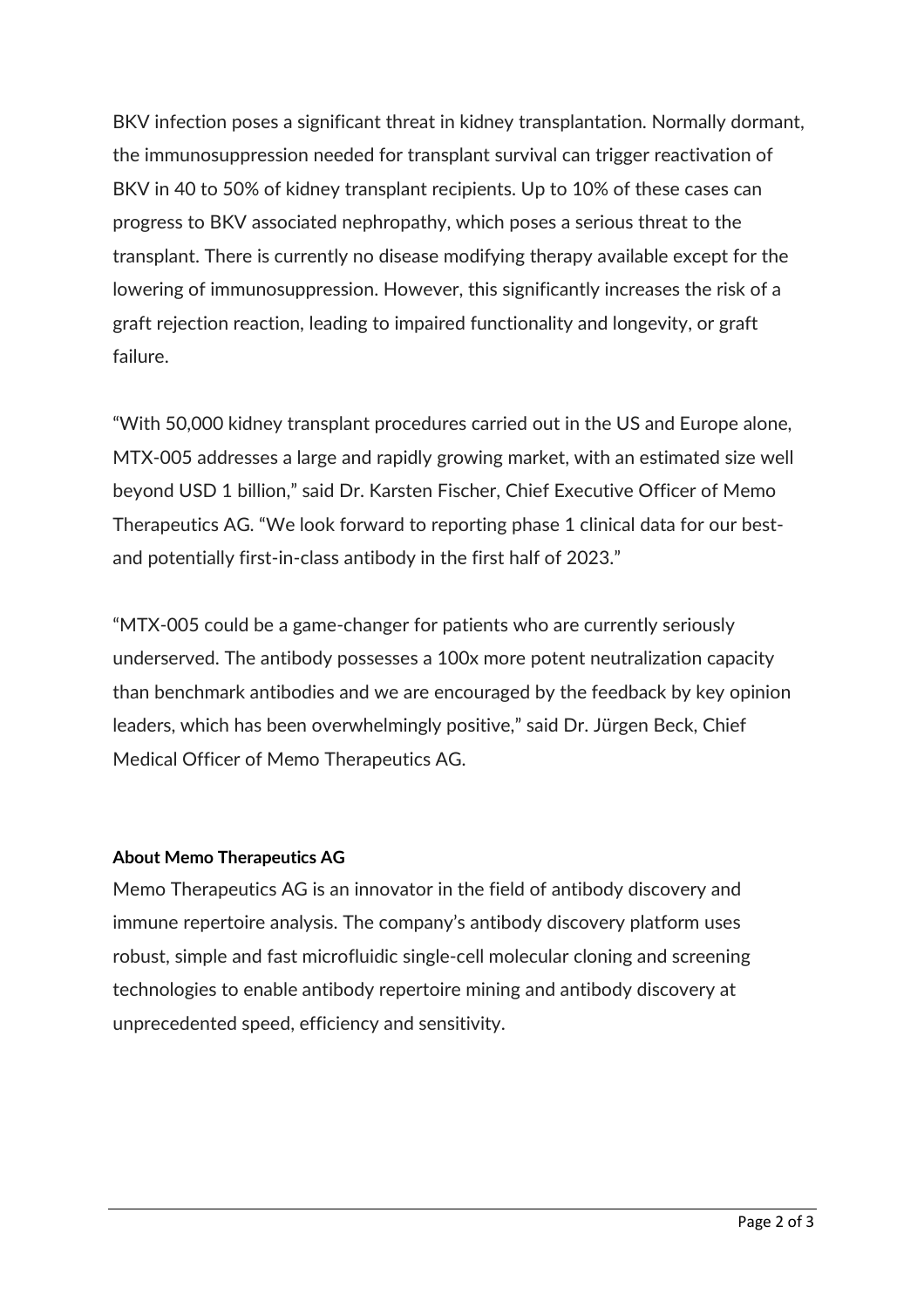BKV infection poses a significant threat in kidney transplantation. Normally dormant, the immunosuppression needed for transplant survival can trigger reactivation of BKV in 40 to 50% of kidney transplant recipients. Up to 10% of these cases can progress to BKV associated nephropathy, which poses a serious threat to the transplant. There is currently no disease modifying therapy available except for the lowering of immunosuppression. However, this significantly increases the risk of a graft rejection reaction, leading to impaired functionality and longevity, or graft failure.

"With 50,000 kidney transplant procedures carried out in the US and Europe alone, MTX-005 addresses a large and rapidly growing market, with an estimated size well beyond USD 1 billion," said Dr. Karsten Fischer, Chief Executive Officer of Memo Therapeutics AG. "We look forward to reporting phase 1 clinical data for our best- and potentially first-in-class antibody in the first half of 2023."

"MTX-005 could be a game-changer for patients who are currently seriously underserved. The antibody possesses a 100x more potent neutralization capacity than benchmark antibodies and we are encouraged by the feedback by key opinion leaders, which has been overwhelmingly positive," said Dr. Jürgen Beck, Chief Medical Officer of Memo Therapeutics AG.

**About Memo Therapeutics AG**

Memo Therapeutics AG is an innovator in the field of antibody discovery and immune repertoire analysis. The company's antibody discovery platform uses robust, simple and fast microfluidic single-cell molecular cloning and screening technologies to enable antibody repertoire mining and antibody discovery at unprecedented speed, efficiency and sensitivity.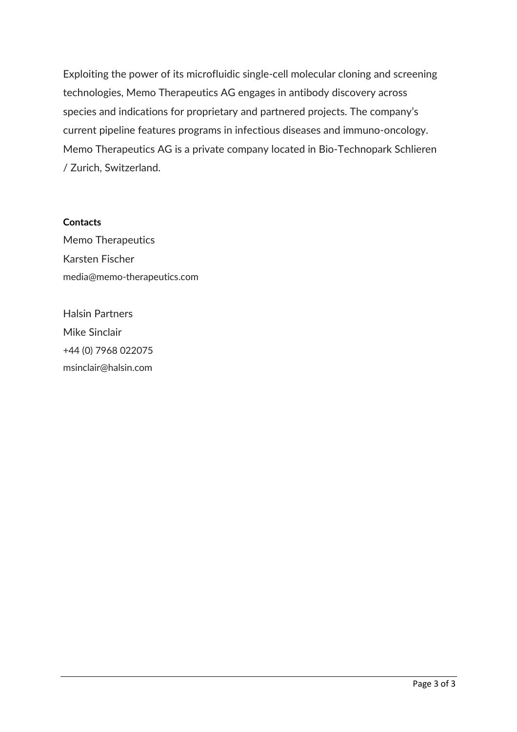Exploiting the power of its microfluidic single-cell molecular cloning and screening technologies, Memo Therapeutics AG engages in antibody discovery across species and indications for proprietary and partnered projects. The company's current pipeline features programs in infectious diseases and immuno-oncology. Memo Therapeutics AG is a private company located in Bio-Technopark Schlieren / Zurich, Switzerland.

**Contacts**

Memo Therapeutics
Karsten Fischer
media@memo-therapeutics.com

Halsin Partners
Mike Sinclair
+44 (0) 7968 022075
msinclair@halsin.com